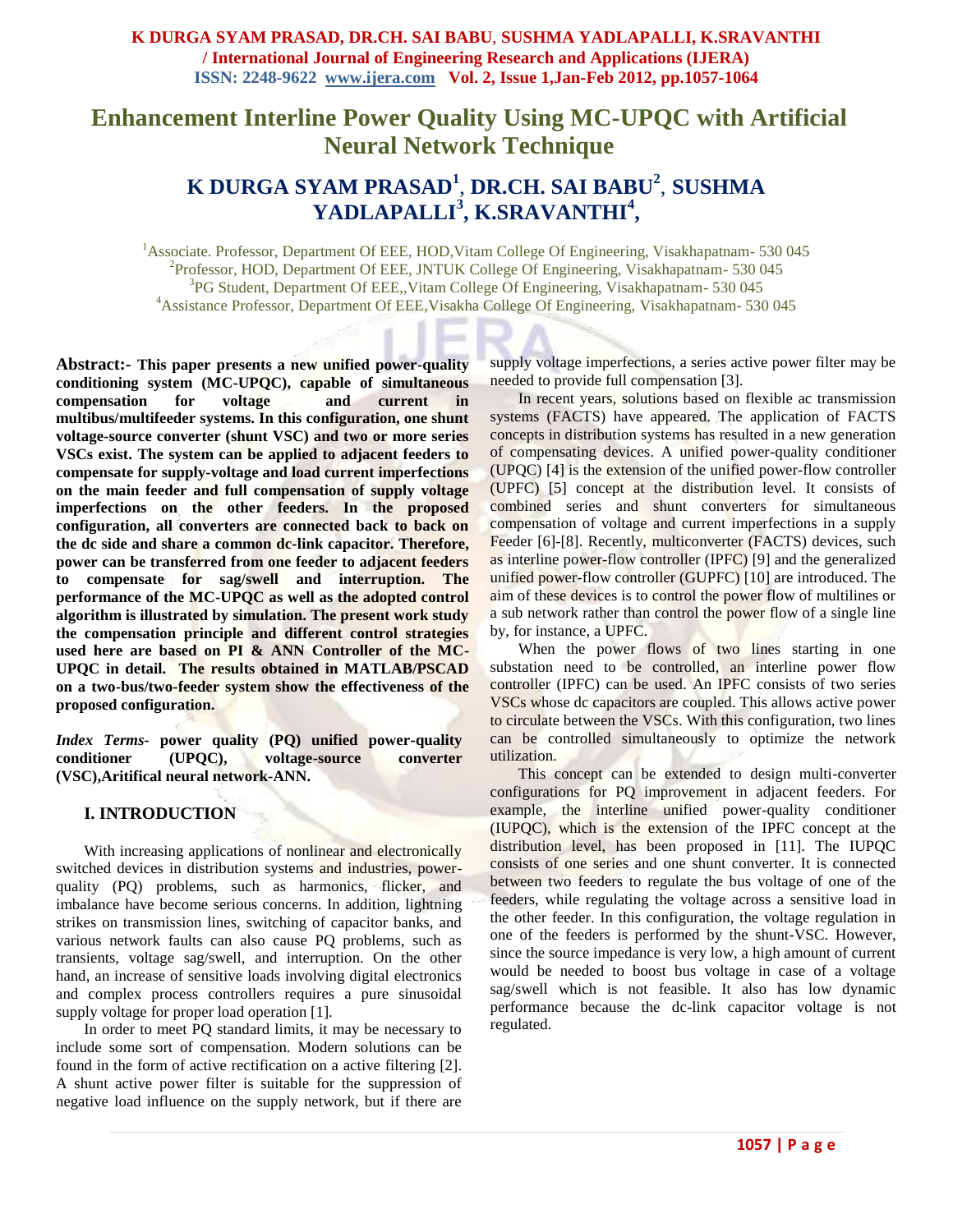# Enhancement Interline Power Quality Using MC-UPQC with Artificial Neural Network Technique

## K DURGA SYAM PRASAD[1], DR.CH. SAI BABU[2], SUSHMA YADLAPALLI[3], K.SRAVANTHI[4],

[1]Associate. Professor, Department Of EEE, HOD,Vitam College Of Engineering, Visakhapatnam- 530 045
[2]Professor, HOD, Department Of EEE, JNTUK College Of Engineering, Visakhapatnam- 530 045
[3]PG Student, Department Of EEE,,Vitam College Of Engineering, Visakhapatnam- 530 045
[4]Assistance Professor, Department Of EEE,Visakha College Of Engineering, Visakhapatnam- 530 045

**Abstract:- This paper presents a new unified power-quality conditioning system (MC-UPQC), capable of simultaneous compensation for voltage and current in multibus/multifeeder systems. In this configuration, one shunt voltage-source converter (shunt VSC) and two or more series VSCs exist. The system can be applied to adjacent feeders to compensate for supply-voltage and load current imperfections on the main feeder and full compensation of supply voltage imperfections on the other feeders. In the proposed configuration, all converters are connected back to back on the dc side and share a common dc-link capacitor. Therefore, power can be transferred from one feeder to adjacent feeders to compensate for sag/swell and interruption. The performance of the MC-UPQC as well as the adopted control algorithm is illustrated by simulation. The present work study the compensation principle and different control strategies used here are based on PI & ANN Controller of the MC-UPQC in detail. The results obtained in MATLAB/PSCAD on a two-bus/two-feeder system show the effectiveness of the proposed configuration.**

***Index Terms-*** **power quality (PQ) unified power-quality conditioner (UPQC), voltage-source converter (VSC),Aritificial neural network-ANN.**

## I. INTRODUCTION

With increasing applications of nonlinear and electronically switched devices in distribution systems and industries, power-quality (PQ) problems, such as harmonics, flicker, and imbalance have become serious concerns. In addition, lightning strikes on transmission lines, switching of capacitor banks, and various network faults can also cause PQ problems, such as transients, voltage sag/swell, and interruption. On the other hand, an increase of sensitive loads involving digital electronics and complex process controllers requires a pure sinusoidal supply voltage for proper load operation [1].

In order to meet PQ standard limits, it may be necessary to include some sort of compensation. Modern solutions can be found in the form of active rectification on a active filtering [2]. A shunt active power filter is suitable for the suppression of negative load influence on the supply network, but if there are supply voltage imperfections, a series active power filter may be needed to provide full compensation [3].

In recent years, solutions based on flexible ac transmission systems (FACTS) have appeared. The application of FACTS concepts in distribution systems has resulted in a new generation of compensating devices. A unified power-quality conditioner (UPQC) [4] is the extension of the unified power-flow controller (UPFC) [5] concept at the distribution level. It consists of combined series and shunt converters for simultaneous compensation of voltage and current imperfections in a supply Feeder [6]-[8]. Recently, multiconverter (FACTS) devices, such as interline power-flow controller (IPFC) [9] and the generalized unified power-flow controller (GUPFC) [10] are introduced. The aim of these devices is to control the power flow of multilines or a sub network rather than control the power flow of a single line by, for instance, a UPFC.

When the power flows of two lines starting in one substation need to be controlled, an interline power flow controller (IPFC) can be used. An IPFC consists of two series VSCs whose dc capacitors are coupled. This allows active power to circulate between the VSCs. With this configuration, two lines can be controlled simultaneously to optimize the network utilization.

This concept can be extended to design multi-converter configurations for PQ improvement in adjacent feeders. For example, the interline unified power-quality conditioner (IUPQC), which is the extension of the IPFC concept at the distribution level, has been proposed in [11]. The IUPQC consists of one series and one shunt converter. It is connected between two feeders to regulate the bus voltage of one of the feeders, while regulating the voltage across a sensitive load in the other feeder. In this configuration, the voltage regulation in one of the feeders is performed by the shunt-VSC. However, since the source impedance is very low, a high amount of current would be needed to boost bus voltage in case of a voltage sag/swell which is not feasible. It also has low dynamic performance because the dc-link capacitor voltage is not regulated.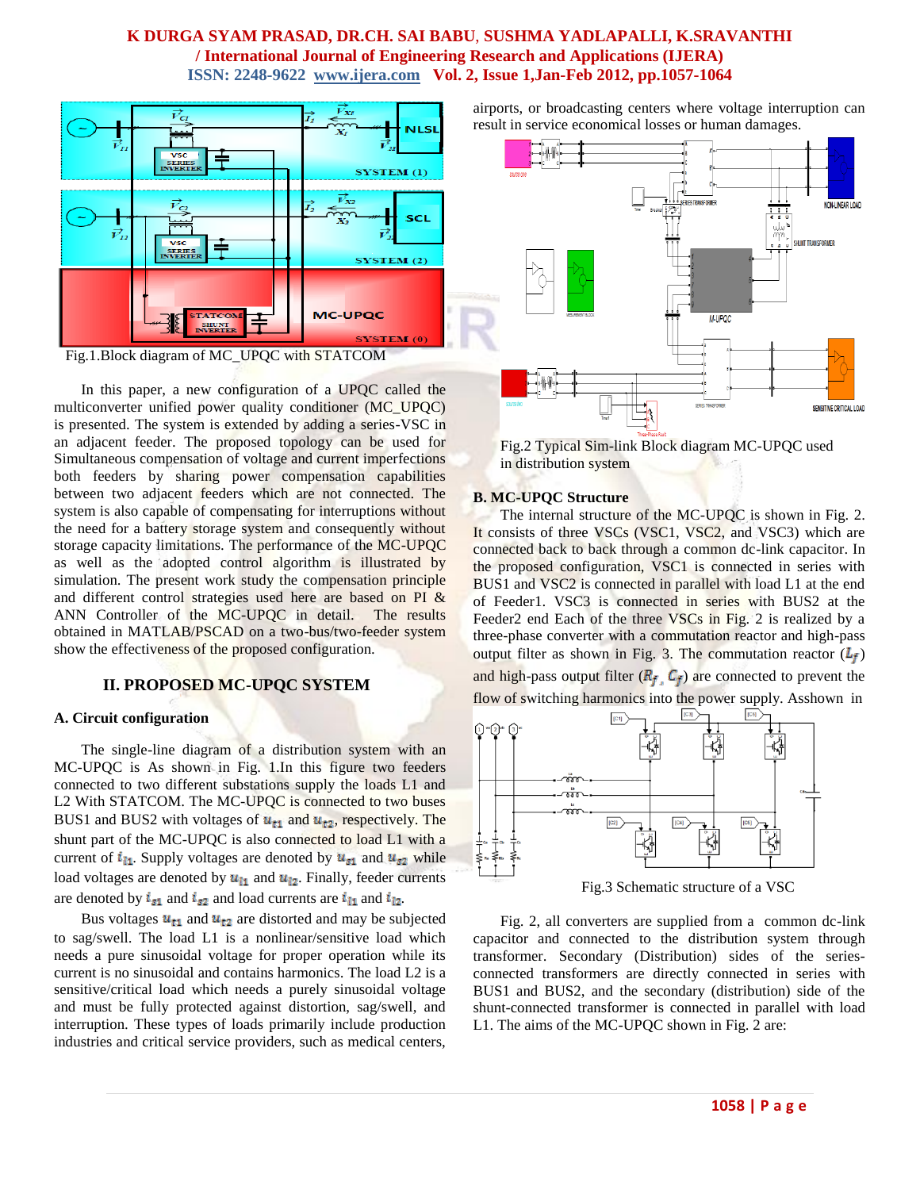Fig.1.Block diagram of MC_UPQC with STATCOM

In this paper, a new configuration of a UPQC called the multiconverter unified power quality conditioner (MC_UPQC) is presented. The system is extended by adding a series-VSC in an adjacent feeder. The proposed topology can be used for Simultaneous compensation of voltage and current imperfections both feeders by sharing power compensation capabilities between two adjacent feeders which are not connected. The system is also capable of compensating for interruptions without the need for a battery storage system and consequently without storage capacity limitations. The performance of the MC-UPQC as well as the adopted control algorithm is illustrated by simulation. The present work study the compensation principle and different control strategies used here are based on PI & ANN Controller of the MC-UPQC in detail. The results obtained in MATLAB/PSCAD on a two-bus/two-feeder system show the effectiveness of the proposed configuration.

## II. PROPOSED MC-UPQC SYSTEM

### A. Circuit configuration

The single-line diagram of a distribution system with an MC-UPQC is As shown in Fig. 1.In this figure two feeders connected to two different substations supply the loads L1 and L2 With STATCOM. The MC-UPQC is connected to two buses BUS1 and BUS2 with voltages of $u_{t1}$ and $u_{t2}$, respectively. The shunt part of the MC-UPQC is also connected to load L1 with a current of $i_{l1}$. Supply voltages are denoted by $u_{s1}$ and $u_{s2}$ while load voltages are denoted by $u_{l1}$ and $u_{l2}$. Finally, feeder currents are denoted by $i_{s1}$ and $i_{s2}$ and load currents are $i_{l1}$ and $i_{l2}$.

Bus voltages $u_{t1}$ and $u_{t2}$ are distorted and may be subjected to sag/swell. The load L1 is a nonlinear/sensitive load which needs a pure sinusoidal voltage for proper operation while its current is no sinusoidal and contains harmonics. The load L2 is a sensitive/critical load which needs a purely sinusoidal voltage and must be fully protected against distortion, sag/swell, and interruption. These types of loads primarily include production industries and critical service providers, such as medical centers, airports, or broadcasting centers where voltage interruption can result in service economical losses or human damages.

Fig.2 Typical Sim-link Block diagram MC-UPQC used in distribution system

### B. MC-UPQC Structure

The internal structure of the MC-UPQC is shown in Fig. 2. It consists of three VSCs (VSC1, VSC2, and VSC3) which are connected back to back through a common dc-link capacitor. In the proposed configuration, VSC1 is connected in series with BUS1 and VSC2 is connected in parallel with load L1 at the end of Feeder1. VSC3 is connected in series with BUS2 at the Feeder2 end Each of the three VSCs in Fig. 2 is realized by a three-phase converter with a commutation reactor and high-pass output filter as shown in Fig. 3. The commutation reactor ($L_f$) and high-pass output filter ($R_f$, $C_f$) are connected to prevent the flow of switching harmonics into the power supply. Asshown in

Fig.3 Schematic structure of a VSC

Fig. 2, all converters are supplied from a common dc-link capacitor and connected to the distribution system through transformer. Secondary (Distribution) sides of the series-connected transformers are directly connected in series with BUS1 and BUS2, and the secondary (distribution) side of the shunt-connected transformer is connected in parallel with load L1. The aims of the MC-UPQC shown in Fig. 2 are: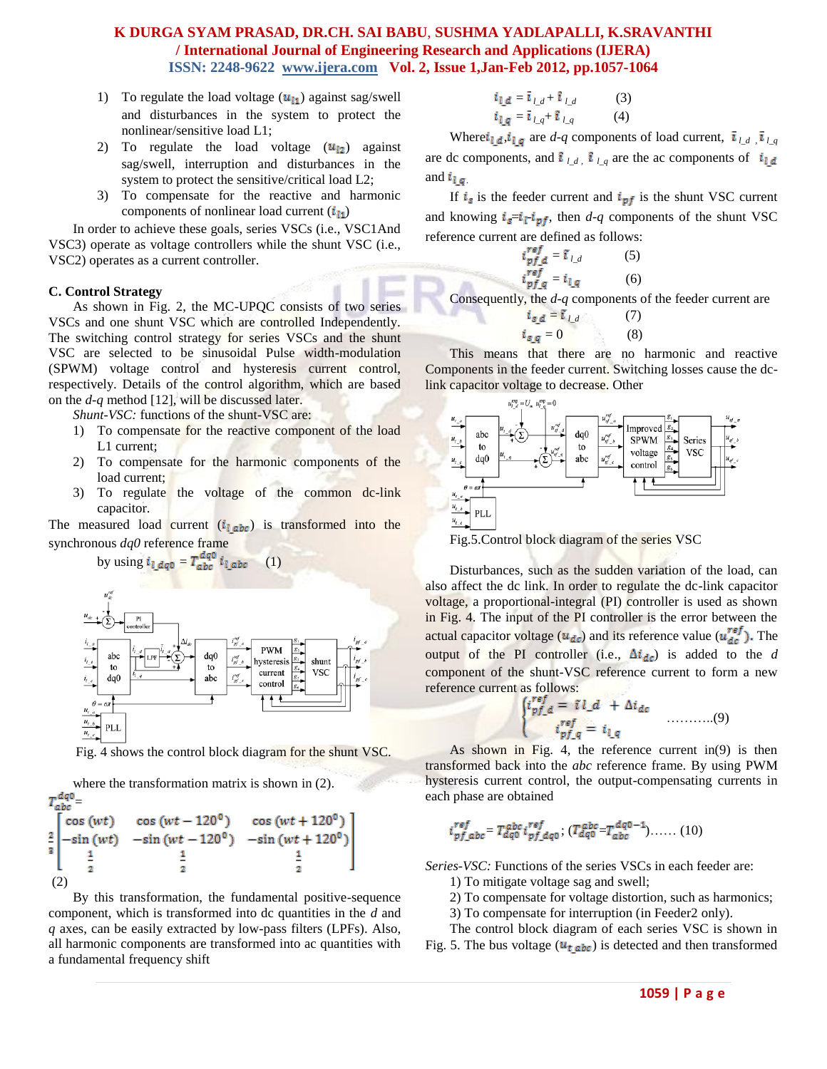1) To regulate the load voltage ($u_{l1}$) against sag/swell and disturbances in the system to protect the nonlinear/sensitive load L1;
2) To regulate the load voltage ($u_{l2}$) against sag/swell, interruption and disturbances in the system to protect the sensitive/critical load L2;
3) To compensate for the reactive and harmonic components of nonlinear load current ($i_{l1}$)

In order to achieve these goals, series VSCs (i.e., VSC1And VSC3) operate as voltage controllers while the shunt VSC (i.e., VSC2) operates as a current controller.

### C. Control Strategy

As shown in Fig. 2, the MC-UPQC consists of two series VSCs and one shunt VSC which are controlled Independently. The switching control strategy for series VSCs and the shunt VSC are selected to be sinusoidal Pulse width-modulation (SPWM) voltage control and hysteresis current control, respectively. Details of the control algorithm, which are based on the *d-q* method [12], will be discussed later.

*Shunt-VSC:* functions of the shunt-VSC are:

1) To compensate for the reactive component of the load L1 current;
2) To compensate for the harmonic components of the load current;
3) To regulate the voltage of the common dc-link capacitor.

The measured load current ($i_{l\_abc}$) is transformed into the synchronous *dq0* reference frame

by using $i_{l\_dq0} = T_{abc}^{dq0}\, i_{l\_abc}$ (1)

Fig. 4 shows the control block diagram for the shunt VSC.

where the transformation matrix is shown in (2).

$$T_{abc}^{dq0} = \frac{2}{3}\begin{bmatrix} \cos(wt) & \cos(wt-120^0) & \cos(wt+120^0) \\ -\sin(wt) & -\sin(wt-120^0) & -\sin(wt+120^0) \\ \frac{1}{2} & \frac{1}{2} & \frac{1}{2} \end{bmatrix} \quad (2)$$

By this transformation, the fundamental positive-sequence component, which is transformed into dc quantities in the *d* and *q* axes, can be easily extracted by low-pass filters (LPFs). Also, all harmonic components are transformed into ac quantities with a fundamental frequency shift

$$i_{l\_d} = \bar{i}_{l\_d} + \tilde{i}_{l\_d} \quad (3)$$

$$i_{l\_q} = \bar{i}_{l\_q} + \tilde{i}_{l\_q} \quad (4)$$

Where $i_{l\_d}, i_{l\_q}$ are *d-q* components of load current, $\bar{i}_{l\_d}, \bar{i}_{l\_q}$ are dc components, and $\tilde{i}_{l\_d}$, $\tilde{i}_{l\_q}$ are the ac components of $i_{l\_d}$ and $i_{l\_q}$.

If $i_s$ is the feeder current and $i_{pf}$ is the shunt VSC current and knowing $i_s = i_l - i_{pf}$, then *d-q* components of the shunt VSC reference current are defined as follows:

$$i_{pf\_d}^{ref} = \tilde{i}_{l\_d} \quad (5)$$

$$i_{pf\_q}^{ref} = i_{l\_q} \quad (6)$$

Consequently, the *d-q* components of the feeder current are

$$i_{s\_d} = \bar{i}_{l\_d} \quad (7)$$

$$i_{s\_q} = 0 \quad (8)$$

This means that there are no harmonic and reactive Components in the feeder current. Switching losses cause the dc-link capacitor voltage to decrease. Other

Fig.5.Control block diagram of the series VSC

Disturbances, such as the sudden variation of the load, can also affect the dc link. In order to regulate the dc-link capacitor voltage, a proportional-integral (PI) controller is used as shown in Fig. 4. The input of the PI controller is the error between the actual capacitor voltage ($u_{dc}$) and its reference value ($u_{dc}^{ref}$). The output of the PI controller (i.e., $\Delta i_{dc}$) is added to the *d* component of the shunt-VSC reference current to form a new reference current as follows:

$$\begin{cases} i_{pf\_d}^{ref} = \tilde{i}_{l\_d} + \Delta i_{dc} \\ i_{pf\_q}^{ref} = i_{l\_q} \end{cases} \quad \ldots\ldots\ldots(9)$$

As shown in Fig. 4, the reference current in(9) is then transformed back into the *abc* reference frame. By using PWM hysteresis current control, the output-compensating currents in each phase are obtained

$$i_{pf\_abc}^{ref} = T_{dq0}^{abc}\, i_{pf\_dq0}^{ref}; \; (T_{dq0}^{abc} = T_{abc}^{dq0\,-1}) \ldots\ldots (10)$$

*Series-VSC:* Functions of the series VSCs in each feeder are:

1) To mitigate voltage sag and swell;
2) To compensate for voltage distortion, such as harmonics;
3) To compensate for interruption (in Feeder2 only).

The control block diagram of each series VSC is shown in Fig. 5. The bus voltage ($u_{t\_abc}$) is detected and then transformed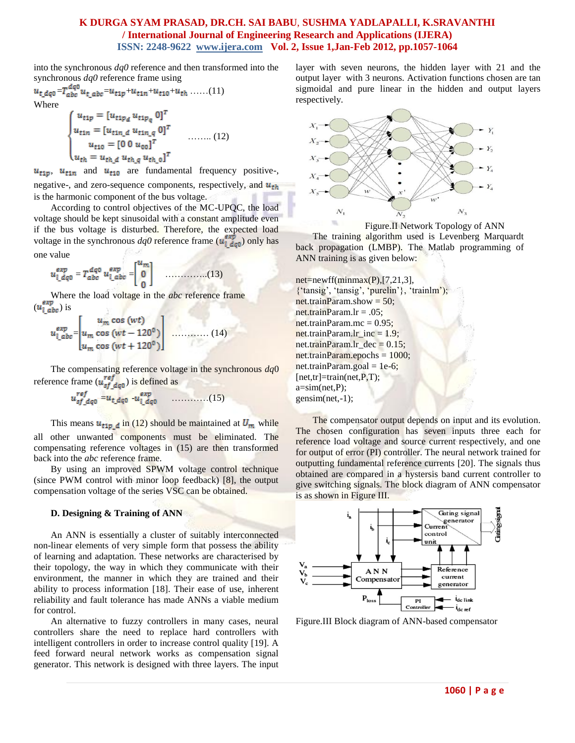into the synchronous *dq0* reference and then transformed into the synchronous *dq0* reference frame using

$$u_{t\_dq0}=T_{abc}^{dq0}u_{t\_abc}=u_{t1p}+u_{t1n}+u_{t10}+u_{th} \quad ......(11)$$

Where

$$\begin{cases} u_{t1p}=[u_{t1p_d}\ u_{t1p_q}\ 0]^T \\ u_{t1n}=[u_{t1n\_d}\ u_{t1n\_q}\ 0]^T \\ u_{t10}=[0\ 0\ u_{00}]^T \\ u_{th}=u_{th\_d}\ u_{th\_q}\ u_{th\_0}]^T \end{cases} \quad ........ (12)$$

$u_{t1p}$, $u_{t1n}$ and $u_{t10}$ are fundamental frequency positive-, negative-, and zero-sequence components, respectively, and $u_{th}$ is the harmonic component of the bus voltage.

According to control objectives of the MC-UPQC, the load voltage should be kept sinusoidal with a constant amplitude even if the bus voltage is disturbed. Therefore, the expected load voltage in the synchronous *dq0* reference frame ($u_{l\_dq0}^{exp}$) only has one value

$$u_{l\_dq0}^{exp}=T_{abc}^{dq0}u_{l\_abc}^{exp}=\begin{bmatrix} u_m \\ 0 \\ 0 \end{bmatrix} \quad ..............(13)$$

Where the load voltage in the *abc* reference frame ($u_{l\_abc}^{exp}$) is

$$u_{l\_abc}^{exp}=\begin{bmatrix} u_m\cos(wt) \\ u_m\cos(wt-120^0) \\ u_m\cos(wt+120^0) \end{bmatrix} \quad ............ (14)$$

The compensating reference voltage in the synchronous *dq0* reference frame ($u_{sf\_dq0}^{ref}$) is defined as

$$u_{sf\_dq0}^{ref}=u_{t\_dq0}-u_{l\_dq0}^{exp} \quad ............(15)$$

This means $u_{t1p\_d}$ in (12) should be maintained at $U_m$ while all other unwanted components must be eliminated. The compensating reference voltages in (15) are then transformed back into the *abc* reference frame.

By using an improved SPWM voltage control technique (since PWM control with minor loop feedback) [8], the output compensation voltage of the series VSC can be obtained.

### D. Designing & Training of ANN

An ANN is essentially a cluster of suitably interconnected non-linear elements of very simple form that possess the ability of learning and adaptation. These networks are characterised by their topology, the way in which they communicate with their environment, the manner in which they are trained and their ability to process information [18]. Their ease of use, inherent reliability and fault tolerance has made ANNs a viable medium for control.

An alternative to fuzzy controllers in many cases, neural controllers share the need to replace hard controllers with intelligent controllers in order to increase control quality [19]. A feed forward neural network works as compensation signal generator. This network is designed with three layers. The input layer with seven neurons, the hidden layer with 21 and the output layer with 3 neurons. Activation functions chosen are tan sigmoidal and pure linear in the hidden and output layers respectively.

Figure.II Network Topology of ANN

The training algorithm used is Levenberg Marquardt back propagation (LMBP). The Matlab programming of ANN training is as given below:

```
net=newff(minmax(P),[7,21,3],
{'tansig', 'tansig', 'purelin'}, 'trainlm');
net.trainParam.show = 50;
net.trainParam.lr = .05;
net.trainParam.mc = 0.95;
net.trainParam.lr_inc = 1.9;
net.trainParam.lr_dec = 0.15;
net.trainParam.epochs = 1000;
net.trainParam.goal = 1e-6;
[net,tr]=train(net,P,T);
a=sim(net,P);
gensim(net,-1);
```

The compensator output depends on input and its evolution. The chosen configuration has seven inputs three each for reference load voltage and source current respectively, and one for output of error (PI) controller. The neural network trained for outputting fundamental reference currents [20]. The signals thus obtained are compared in a hystersis band current controller to give switching signals. The block diagram of ANN compensator is as shown in Figure III.

Figure.III Block diagram of ANN-based compensator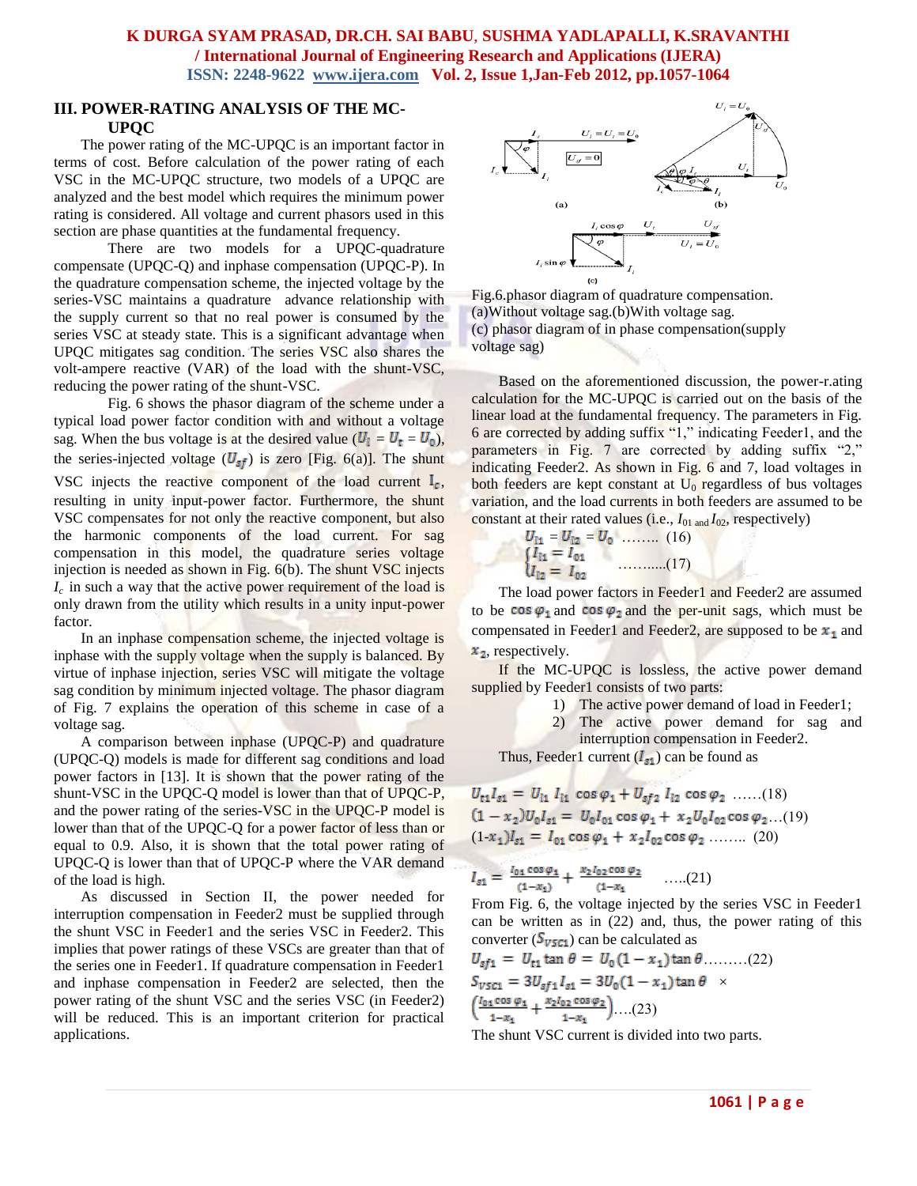## III. POWER-RATING ANALYSIS OF THE MC-UPQC

The power rating of the MC-UPQC is an important factor in terms of cost. Before calculation of the power rating of each VSC in the MC-UPQC structure, two models of a UPQC are analyzed and the best model which requires the minimum power rating is considered. All voltage and current phasors used in this section are phase quantities at the fundamental frequency.

There are two models for a UPQC-quadrature compensate (UPQC-Q) and inphase compensation (UPQC-P). In the quadrature compensation scheme, the injected voltage by the series-VSC maintains a quadrature advance relationship with the supply current so that no real power is consumed by the series VSC at steady state. This is a significant advantage when UPQC mitigates sag condition. The series VSC also shares the volt-ampere reactive (VAR) of the load with the shunt-VSC, reducing the power rating of the shunt-VSC.

Fig. 6 shows the phasor diagram of the scheme under a typical load power factor condition with and without a voltage sag. When the bus voltage is at the desired value ($U_l = U_t = U_0$), the series-injected voltage ($U_{sf}$) is zero [Fig. 6(a)]. The shunt VSC injects the reactive component of the load current $I_c$, resulting in unity input-power factor. Furthermore, the shunt VSC compensates for not only the reactive component, but also the harmonic components of the load current. For sag compensation in this model, the quadrature series voltage injection is needed as shown in Fig. 6(b). The shunt VSC injects $I_c$ in such a way that the active power requirement of the load is only drawn from the utility which results in a unity input-power factor.

In an inphase compensation scheme, the injected voltage is inphase with the supply voltage when the supply is balanced. By virtue of inphase injection, series VSC will mitigate the voltage sag condition by minimum injected voltage. The phasor diagram of Fig. 7 explains the operation of this scheme in case of a voltage sag.

A comparison between inphase (UPQC-P) and quadrature (UPQC-Q) models is made for different sag conditions and load power factors in [13]. It is shown that the power rating of the shunt-VSC in the UPQC-Q model is lower than that of UPQC-P, and the power rating of the series-VSC in the UPQC-P model is lower than that of the UPQC-Q for a power factor of less than or equal to 0.9. Also, it is shown that the total power rating of UPQC-Q is lower than that of UPQC-P where the VAR demand of the load is high.

As discussed in Section II, the power needed for interruption compensation in Feeder2 must be supplied through the shunt VSC in Feeder1 and the series VSC in Feeder2. This implies that power ratings of these VSCs are greater than that of the series one in Feeder1. If quadrature compensation in Feeder1 and inphase compensation in Feeder2 are selected, then the power rating of the shunt VSC and the series VSC (in Feeder2) will be reduced. This is an important criterion for practical applications.

Fig.6.phasor diagram of quadrature compensation.
(a)Without voltage sag.(b)With voltage sag.
(c) phasor diagram of in phase compensation(supply voltage sag)

Based on the aforementioned discussion, the power-r.ating calculation for the MC-UPQC is carried out on the basis of the linear load at the fundamental frequency. The parameters in Fig. 6 are corrected by adding suffix "1," indicating Feeder1, and the parameters in Fig. 7 are corrected by adding suffix "2," indicating Feeder2. As shown in Fig. 6 and 7, load voltages in both feeders are kept constant at $U_0$ regardless of bus voltages variation, and the load currents in both feeders are assumed to be constant at their rated values (i.e., $I_{01}$ and $I_{02}$, respectively)

$$U_{l1} = U_{l2} = U_0 \quad \ldots\ldots\ (16)$$

$$\begin{cases} I_{l1} = I_{01} \\ I_{l2} = I_{02} \end{cases} \quad \ldots\ldots(17)$$

The load power factors in Feeder1 and Feeder2 are assumed to be $\cos\varphi_1$ and $\cos\varphi_2$ and the per-unit sags, which must be compensated in Feeder1 and Feeder2, are supposed to be $x_1$ and $x_2$, respectively.

If the MC-UPQC is lossless, the active power demand supplied by Feeder1 consists of two parts:

1) The active power demand of load in Feeder1;
2) The active power demand for sag and interruption compensation in Feeder2.

Thus, Feeder1 current ($I_{s1}$) can be found as

$$U_{t1} I_{s1} = U_{l1}\, I_{l1} \cos\varphi_1 + U_{sf2}\, I_{l2} \cos\varphi_2 \quad \ldots\ldots(18)$$

$$(1 - x_2) U_0 I_{s1} = U_0 I_{01} \cos\varphi_1 + x_2 U_0 I_{02} \cos\varphi_2 \ldots(19)$$

$$(1 - x_1) I_{s1} = I_{01} \cos\varphi_1 + x_2 I_{02} \cos\varphi_2 \quad \ldots\ldots\ (20)$$

$$I_{s1} = \frac{I_{01}\cos\varphi_1}{(1-x_1)} + \frac{x_2 I_{02}\cos\varphi_2}{(1-x_1)} \quad \ldots..(21)$$

From Fig. 6, the voltage injected by the series VSC in Feeder1 can be written as in (22) and, thus, the power rating of this converter ($S_{VSC1}$) can be calculated as

$$U_{sf1} = U_{t1} \tan\theta = U_0 (1 - x_1) \tan\theta \ldots\ldots\ldots(22)$$

$$S_{VSC1} = 3 U_{sf1} I_{s1} = 3 U_0 (1 - x_1) \tan\theta \times \left(\frac{I_{01}\cos\varphi_1}{1-x_1} + \frac{x_2 I_{02}\cos\varphi_2}{1-x_1}\right) \ldots.(23)$$

The shunt VSC current is divided into two parts.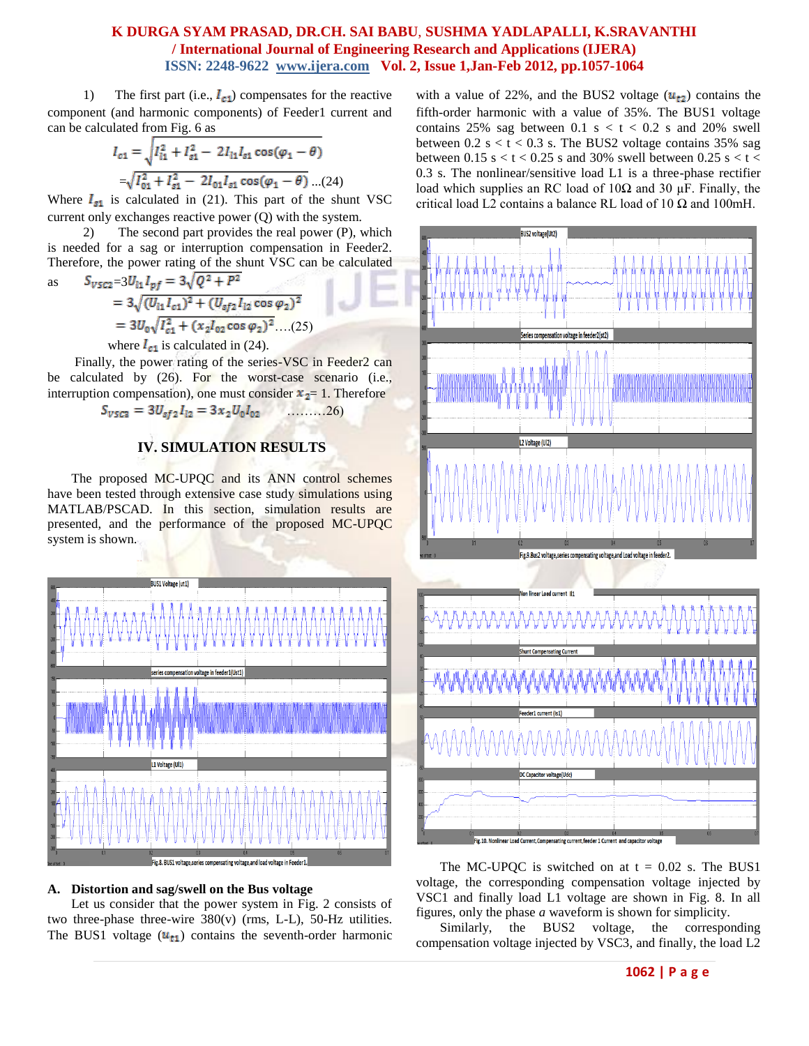1) The first part (i.e., $I_{c1}$) compensates for the reactive component (and harmonic components) of Feeder1 current and can be calculated from Fig. 6 as

$$I_{c1} = \sqrt{I_{l1}^2 + I_{s1}^2 - 2I_{l1}I_{s1}\cos(\varphi_1 - \theta)}$$

$$= \sqrt{I_{01}^2 + I_{s1}^2 - 2I_{01}I_{s1}\cos(\varphi_1 - \theta)} \quad ...(24)$$

Where $I_{s1}$ is calculated in (21). This part of the shunt VSC current only exchanges reactive power (Q) with the system.

2) The second part provides the real power (P), which is needed for a sag or interruption compensation in Feeder2. Therefore, the power rating of the shunt VSC can be calculated as

$$S_{VSC2} = 3U_{l1}I_{pf} = 3\sqrt{Q^2 + P^2}$$

$$= 3\sqrt{(U_{l1}I_{c1})^2 + (U_{sf2}I_{l2}\cos\varphi_2)^2}$$

$$= 3U_0\sqrt{I_{c1}^2 + (x_2 I_{02}\cos\varphi_2)^2} \quad ....(25)$$

where $I_{c1}$ is calculated in (24).

Finally, the power rating of the series-VSC in Feeder2 can be calculated by (26). For the worst-case scenario (i.e., interruption compensation), one must consider $x_2$= 1. Therefore

$$S_{VSC3} = 3U_{sf2}I_{l2} = 3x_2U_0I_{02} \quad .........26)$$

## IV. SIMULATION RESULTS

The proposed MC-UPQC and its ANN control schemes have been tested through extensive case study simulations using MATLAB/PSCAD. In this section, simulation results are presented, and the performance of the proposed MC-UPQC system is shown.

Fig.8. BUS1 voltage,series compensating voltage,and load voltage in Feeder1.

### A. Distortion and sag/swell on the Bus voltage

Let us consider that the power system in Fig. 2 consists of two three-phase three-wire 380(v) (rms, L-L), 50-Hz utilities. The BUS1 voltage ($u_{t1}$) contains the seventh-order harmonic with a value of 22%, and the BUS2 voltage ($u_{t2}$) contains the fifth-order harmonic with a value of 35%. The BUS1 voltage contains 25% sag between 0.1 s < t < 0.2 s and 20% swell between 0.2 s < t < 0.3 s. The BUS2 voltage contains 35% sag between 0.15 s < t < 0.25 s and 30% swell between 0.25 s < t < 0.3 s. The nonlinear/sensitive load L1 is a three-phase rectifier load which supplies an RC load of 10Ω and 30 μF. Finally, the critical load L2 contains a balance RL load of 10 Ω and 100mH.

Fig.9.Bus2 voltage,series compensating voltage,and Load voltage in feeder2.

Fig.10. Nonlinear Load Current,Compensating current,feeder 1 Current and capacitor voltage

The MC-UPQC is switched on at t = 0.02 s. The BUS1 voltage, the corresponding compensation voltage injected by VSC1 and finally load L1 voltage are shown in Fig. 8. In all figures, only the phase *a* waveform is shown for simplicity.

Similarly, the BUS2 voltage, the corresponding compensation voltage injected by VSC3, and finally, the load L2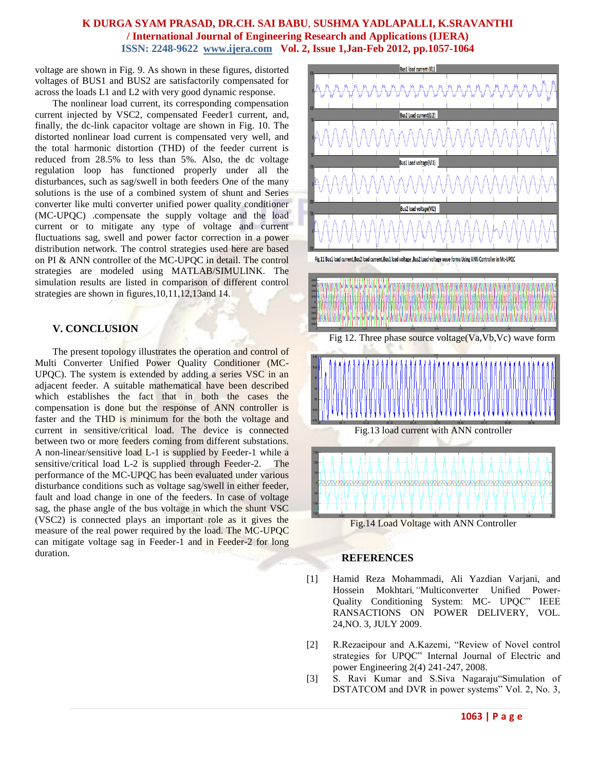voltage are shown in Fig. 9. As shown in these figures, distorted voltages of BUS1 and BUS2 are satisfactorily compensated for across the loads L1 and L2 with very good dynamic response.

The nonlinear load current, its corresponding compensation current injected by VSC2, compensated Feeder1 current, and, finally, the dc-link capacitor voltage are shown in Fig. 10. The distorted nonlinear load current is compensated very well, and the total harmonic distortion (THD) of the feeder current is reduced from 28.5% to less than 5%. Also, the dc voltage regulation loop has functioned properly under all the disturbances, such as sag/swell in both feeders One of the many solutions is the use of a combined system of shunt and Series converter like multi converter unified power quality conditioner (MC-UPQC) .compensate the supply voltage and the load current or to mitigate any type of voltage and current fluctuations sag, swell and power factor correction in a power distribution network. The control strategies used here are based on PI & ANN controller of the MC-UPQC in detail. The control strategies are modeled using MATLAB/SIMULINK. The simulation results are listed in comparison of different control strategies are shown in figures,10,11,12,13and 14.

## V. CONCLUSION

The present topology illustrates the operation and control of Multi Converter Unified Power Quality Conditioner (MC-UPQC). The system is extended by adding a series VSC in an adjacent feeder. A suitable mathematical have been described which establishes the fact that in both the cases the compensation is done but the response of ANN controller is faster and the THD is minimum for the both the voltage and current in sensitive/critical load. The device is connected between two or more feeders coming from different substations. A non-linear/sensitive load L-1 is supplied by Feeder-1 while a sensitive/critical load L-2 is supplied through Feeder-2. The performance of the MC-UPQC has been evaluated under various disturbance conditions such as voltage sag/swell in either feeder, fault and load change in one of the feeders. In case of voltage sag, the phase angle of the bus voltage in which the shunt VSC (VSC2) is connected plays an important role as it gives the measure of the real power required by the load. The MC-UPQC can mitigate voltage sag in Feeder-1 and in Feeder-2 for long duration.

Fig.11 Bus1 load current,Bus2 load current,Bus1 load voltage ,Bus2 Load voltage wave forms Using ANN Controller in Mc-UPQC

Fig 12. Three phase source voltage(Va,Vb,Vc) wave form

Fig.13 load current with ANN controller

Fig.14 Load Voltage with ANN Controller

## REFERENCES

[1] Hamid Reza Mohammadi, Ali Yazdian Varjani, and Hossein Mokhtari, "Multiconverter Unified Power-Quality Conditioning System: MC- UPQC" IEEE RANSACTIONS ON POWER DELIVERY, VOL. 24,NO. 3, JULY 2009.

[2] R.Rezaeipour and A.Kazemi, "Review of Novel control strategies for UPQC" Internal Journal of Electric and power Engineering 2(4) 241-247, 2008.

[3] S. Ravi Kumar and S.Siva Nagaraju"Simulation of DSTATCOM and DVR in power systems" Vol. 2, No. 3,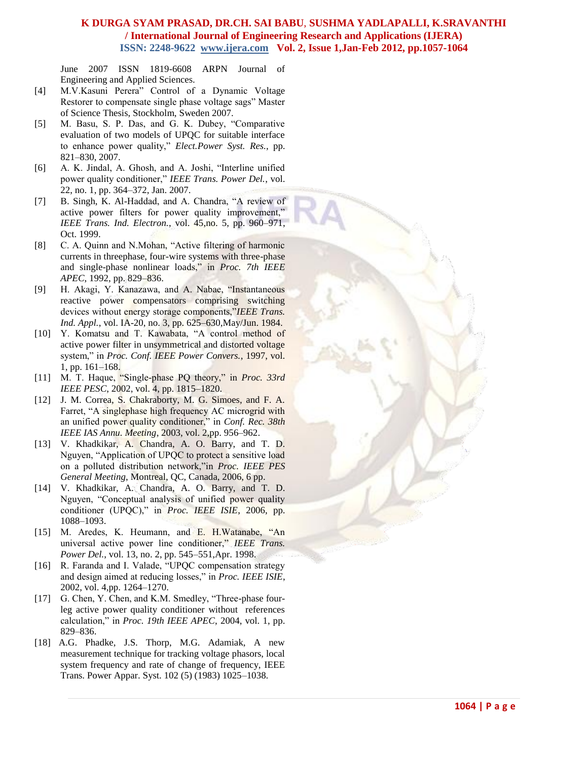June 2007 ISSN 1819-6608 ARPN Journal of Engineering and Applied Sciences.

[4] M.V.Kasuni Perera" Control of a Dynamic Voltage Restorer to compensate single phase voltage sags" Master of Science Thesis, Stockholm, Sweden 2007.

[5] M. Basu, S. P. Das, and G. K. Dubey, "Comparative evaluation of two models of UPQC for suitable interface to enhance power quality," *Elect.Power Syst. Res.*, pp. 821–830, 2007.

[6] A. K. Jindal, A. Ghosh, and A. Joshi, "Interline unified power quality conditioner," *IEEE Trans. Power Del.*, vol. 22, no. 1, pp. 364–372, Jan. 2007.

[7] B. Singh, K. Al-Haddad, and A. Chandra, "A review of active power filters for power quality improvement," *IEEE Trans. Ind. Electron.*, vol. 45,no. 5, pp. 960–971, Oct. 1999.

[8] C. A. Quinn and N.Mohan, "Active filtering of harmonic currents in threephase, four-wire systems with three-phase and single-phase nonlinear loads," in *Proc. 7th IEEE APEC*, 1992, pp. 829–836.

[9] H. Akagi, Y. Kanazawa, and A. Nabae, "Instantaneous reactive power compensators comprising switching devices without energy storage components,"*IEEE Trans. Ind. Appl.*, vol. IA-20, no. 3, pp. 625–630,May/Jun. 1984.

[10] Y. Komatsu and T. Kawabata, "A control method of active power filter in unsymmetrical and distorted voltage system," in *Proc. Conf. IEEE Power Convers.*, 1997, vol. 1, pp. 161–168.

[11] M. T. Haque, "Single-phase PQ theory," in *Proc. 33rd IEEE PESC*, 2002, vol. 4, pp. 1815–1820.

[12] J. M. Correa, S. Chakraborty, M. G. Simoes, and F. A. Farret, "A singlephase high frequency AC microgrid with an unified power quality conditioner," in *Conf. Rec. 38th IEEE IAS Annu. Meeting*, 2003, vol. 2,pp. 956–962.

[13] V. Khadkikar, A. Chandra, A. O. Barry, and T. D. Nguyen, "Application of UPQC to protect a sensitive load on a polluted distribution network,"in *Proc. IEEE PES General Meeting*, Montreal, QC, Canada, 2006, 6 pp.

[14] V. Khadkikar, A. Chandra, A. O. Barry, and T. D. Nguyen, "Conceptual analysis of unified power quality conditioner (UPQC)," in *Proc. IEEE ISIE*, 2006, pp. 1088–1093.

[15] M. Aredes, K. Heumann, and E. H.Watanabe, "An universal active power line conditioner," *IEEE Trans. Power Del.*, vol. 13, no. 2, pp. 545–551,Apr. 1998.

[16] R. Faranda and I. Valade, "UPQC compensation strategy and design aimed at reducing losses," in *Proc. IEEE ISIE*, 2002, vol. 4,pp. 1264–1270.

[17] G. Chen, Y. Chen, and K.M. Smedley, "Three-phase four-leg active power quality conditioner without references calculation," in *Proc. 19th IEEE APEC*, 2004, vol. 1, pp. 829–836.

[18] A.G. Phadke, J.S. Thorp, M.G. Adamiak, A new measurement technique for tracking voltage phasors, local system frequency and rate of change of frequency, IEEE Trans. Power Appar. Syst. 102 (5) (1983) 1025–1038.